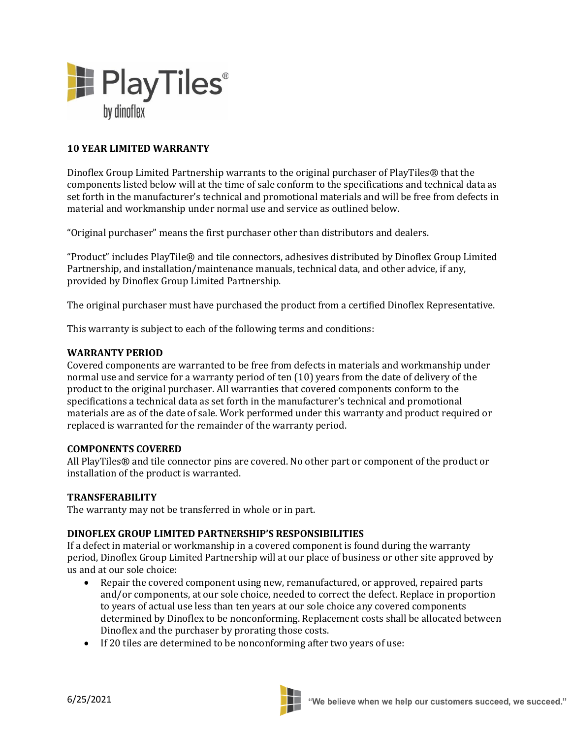## 10 YEAR LIMITED WARRANTY

Dinoflex Group Limited Partnership warrants to the original purchaser of PlayTiles® that the components listed below will at the time of sale conform to the specifications and technical data as set forth in the manufacturer's technical and promotional materials and will be free from defects in material and workmanship under normal use and service as outlined below.

"Original purchaser" means the first purchaser other than distributors and dealers.

"Product" includes PlayTile® and tile connectors, adhesives distributed by Dinoflex Group Limited Partnership, and installation/maintenance manuals, technical data, and other advice, if any, provided by Dinoflex Group Limited Partnership.

The original purchaser must have purchased the product from a certified Dinoflex Representative.

This warranty is subject to each of the following terms and conditions:

### WARRANTY PERIOD

Covered components are warranted to be free from defects in materials and workmanship under normal use and service for a warranty period of ten (10) years from the date of delivery of the product to the original purchaser. All warranties that covered components conform to the specifications a technical data as set forth in the manufacturer's technical and promotional materials are as of the date of sale. Work performed under this warranty and product required or replaced is warranted for the remainder of the warranty period.

### COMPONENTS COVERED

All PlayTiles® and tile connector pins are covered. No other part or component of the product or installation of the product is warranted.

### TRANSFERABILITY

The warranty may not be transferred in whole or in part.

### DINOFLEX GROUP LIMITED PARTNERSHIP'S RESPONSIBILITIES

If a defect in material or workmanship in a covered component is found during the warranty period, Dinoflex Group Limited Partnership will at our place of business or other site approved by us and at our sole choice:

- Repair the covered component using new, remanufactured, or approved, repaired parts and/or components, at our sole choice, needed to correct the defect. Replace in proportion to years of actual use less than ten years at our sole choice any covered components determined by Dinoflex to be nonconforming. Replacement costs shall be allocated between Dinoflex and the purchaser by prorating those costs.
- If 20 tiles are determined to be nonconforming after two years of use: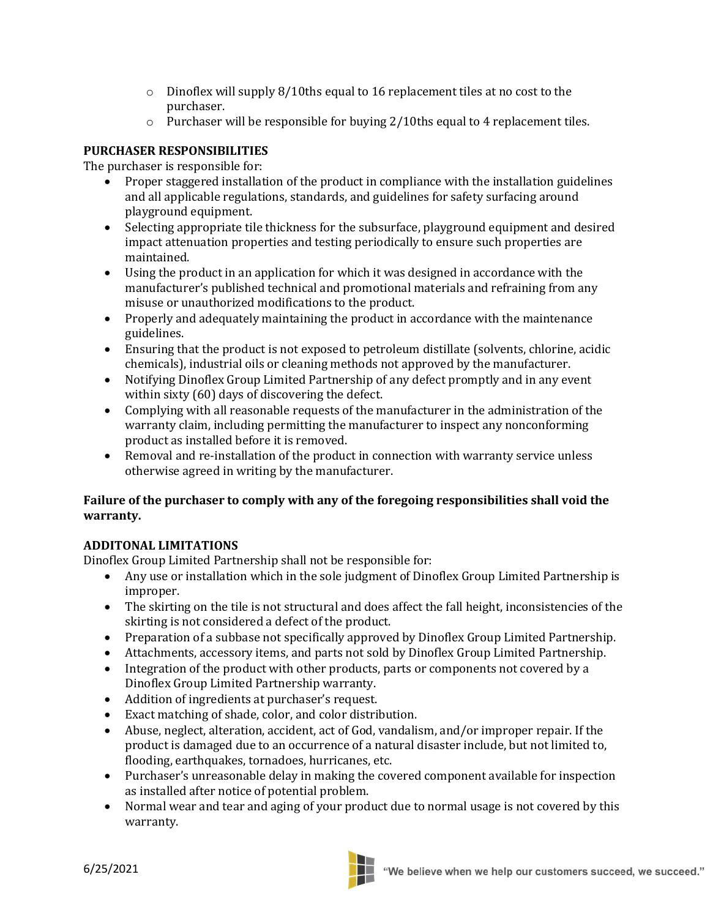- Dinoflex will supply 8/10ths equal to 16 replacement tiles at no cost to the purchaser.
  - Purchaser will be responsible for buying 2/10ths equal to 4 replacement tiles.

**PURCHASER RESPONSIBILITIES**

The purchaser is responsible for:

- Proper staggered installation of the product in compliance with the installation guidelines and all applicable regulations, standards, and guidelines for safety surfacing around playground equipment.
- Selecting appropriate tile thickness for the subsurface, playground equipment and desired impact attenuation properties and testing periodically to ensure such properties are maintained.
- Using the product in an application for which it was designed in accordance with the manufacturer's published technical and promotional materials and refraining from any misuse or unauthorized modifications to the product.
- Properly and adequately maintaining the product in accordance with the maintenance guidelines.
- Ensuring that the product is not exposed to petroleum distillate (solvents, chlorine, acidic chemicals), industrial oils or cleaning methods not approved by the manufacturer.
- Notifying Dinoflex Group Limited Partnership of any defect promptly and in any event within sixty (60) days of discovering the defect.
- Complying with all reasonable requests of the manufacturer in the administration of the warranty claim, including permitting the manufacturer to inspect any nonconforming product as installed before it is removed.
- Removal and re-installation of the product in connection with warranty service unless otherwise agreed in writing by the manufacturer.

**Failure of the purchaser to comply with any of the foregoing responsibilities shall void the warranty.**

**ADDITONAL LIMITATIONS**

Dinoflex Group Limited Partnership shall not be responsible for:

- Any use or installation which in the sole judgment of Dinoflex Group Limited Partnership is improper.
- The skirting on the tile is not structural and does affect the fall height, inconsistencies of the skirting is not considered a defect of the product.
- Preparation of a subbase not specifically approved by Dinoflex Group Limited Partnership.
- Attachments, accessory items, and parts not sold by Dinoflex Group Limited Partnership.
- Integration of the product with other products, parts or components not covered by a Dinoflex Group Limited Partnership warranty.
- Addition of ingredients at purchaser's request.
- Exact matching of shade, color, and color distribution.
- Abuse, neglect, alteration, accident, act of God, vandalism, and/or improper repair. If the product is damaged due to an occurrence of a natural disaster include, but not limited to, flooding, earthquakes, tornadoes, hurricanes, etc.
- Purchaser's unreasonable delay in making the covered component available for inspection as installed after notice of potential problem.
- Normal wear and tear and aging of your product due to normal usage is not covered by this warranty.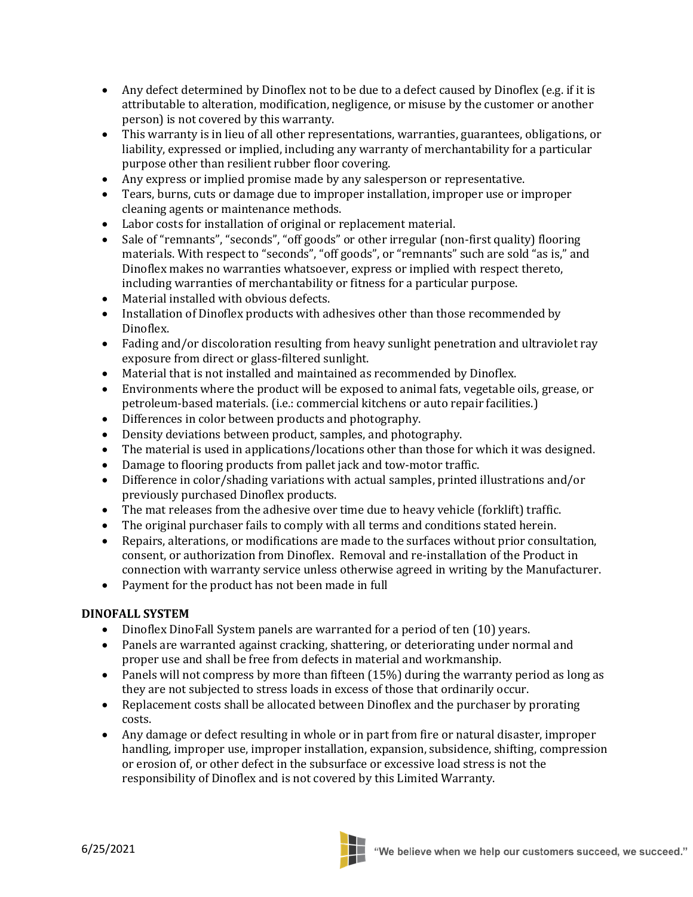- Any defect determined by Dinoflex not to be due to a defect caused by Dinoflex (e.g. if it is attributable to alteration, modification, negligence, or misuse by the customer or another person) is not covered by this warranty.
- This warranty is in lieu of all other representations, warranties, guarantees, obligations, or liability, expressed or implied, including any warranty of merchantability for a particular purpose other than resilient rubber floor covering.
- Any express or implied promise made by any salesperson or representative.
- Tears, burns, cuts or damage due to improper installation, improper use or improper cleaning agents or maintenance methods.
- Labor costs for installation of original or replacement material.
- Sale of "remnants", "seconds", "off goods" or other irregular (non-first quality) flooring materials. With respect to "seconds", "off goods", or "remnants" such are sold "as is," and Dinoflex makes no warranties whatsoever, express or implied with respect thereto, including warranties of merchantability or fitness for a particular purpose.
- Material installed with obvious defects.
- Installation of Dinoflex products with adhesives other than those recommended by Dinoflex.
- Fading and/or discoloration resulting from heavy sunlight penetration and ultraviolet ray exposure from direct or glass-filtered sunlight.
- Material that is not installed and maintained as recommended by Dinoflex.
- Environments where the product will be exposed to animal fats, vegetable oils, grease, or petroleum-based materials. (i.e.: commercial kitchens or auto repair facilities.)
- Differences in color between products and photography.
- Density deviations between product, samples, and photography.
- The material is used in applications/locations other than those for which it was designed.
- Damage to flooring products from pallet jack and tow-motor traffic.
- Difference in color/shading variations with actual samples, printed illustrations and/or previously purchased Dinoflex products.
- The mat releases from the adhesive over time due to heavy vehicle (forklift) traffic.
- The original purchaser fails to comply with all terms and conditions stated herein.
- Repairs, alterations, or modifications are made to the surfaces without prior consultation, consent, or authorization from Dinoflex. Removal and re-installation of the Product in connection with warranty service unless otherwise agreed in writing by the Manufacturer.
- Payment for the product has not been made in full

**DINOFALL SYSTEM**

- Dinoflex DinoFall System panels are warranted for a period of ten (10) years.
- Panels are warranted against cracking, shattering, or deteriorating under normal and proper use and shall be free from defects in material and workmanship.
- Panels will not compress by more than fifteen (15%) during the warranty period as long as they are not subjected to stress loads in excess of those that ordinarily occur.
- Replacement costs shall be allocated between Dinoflex and the purchaser by prorating costs.
- Any damage or defect resulting in whole or in part from fire or natural disaster, improper handling, improper use, improper installation, expansion, subsidence, shifting, compression or erosion of, or other defect in the subsurface or excessive load stress is not the responsibility of Dinoflex and is not covered by this Limited Warranty.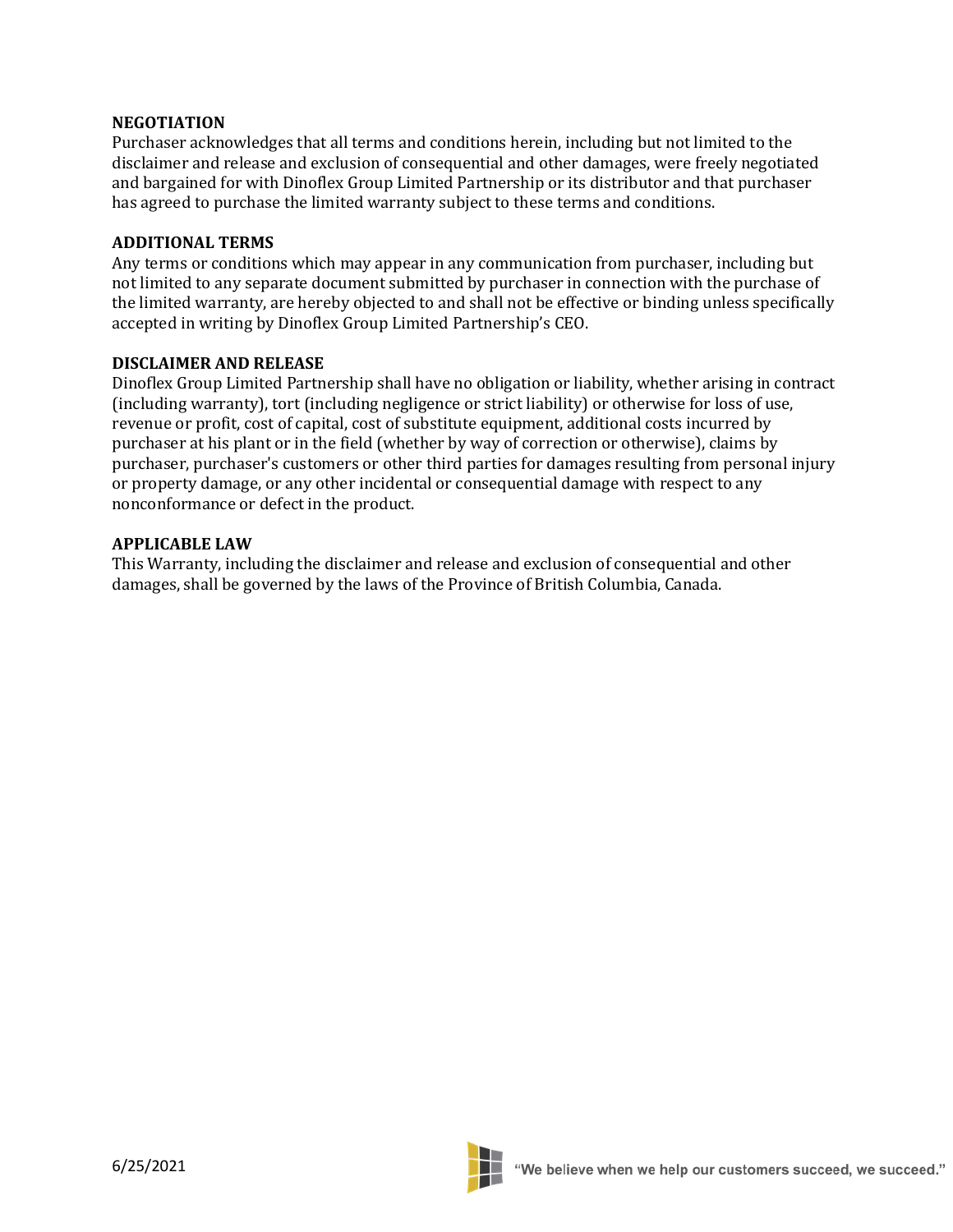**NEGOTIATION**
Purchaser acknowledges that all terms and conditions herein, including but not limited to the disclaimer and release and exclusion of consequential and other damages, were freely negotiated and bargained for with Dinoflex Group Limited Partnership or its distributor and that purchaser has agreed to purchase the limited warranty subject to these terms and conditions.

**ADDITIONAL TERMS**
Any terms or conditions which may appear in any communication from purchaser, including but not limited to any separate document submitted by purchaser in connection with the purchase of the limited warranty, are hereby objected to and shall not be effective or binding unless specifically accepted in writing by Dinoflex Group Limited Partnership's CEO.

**DISCLAIMER AND RELEASE**
Dinoflex Group Limited Partnership shall have no obligation or liability, whether arising in contract (including warranty), tort (including negligence or strict liability) or otherwise for loss of use, revenue or profit, cost of capital, cost of substitute equipment, additional costs incurred by purchaser at his plant or in the field (whether by way of correction or otherwise), claims by purchaser, purchaser's customers or other third parties for damages resulting from personal injury or property damage, or any other incidental or consequential damage with respect to any nonconformance or defect in the product.

**APPLICABLE LAW**
This Warranty, including the disclaimer and release and exclusion of consequential and other damages, shall be governed by the laws of the Province of British Columbia, Canada.